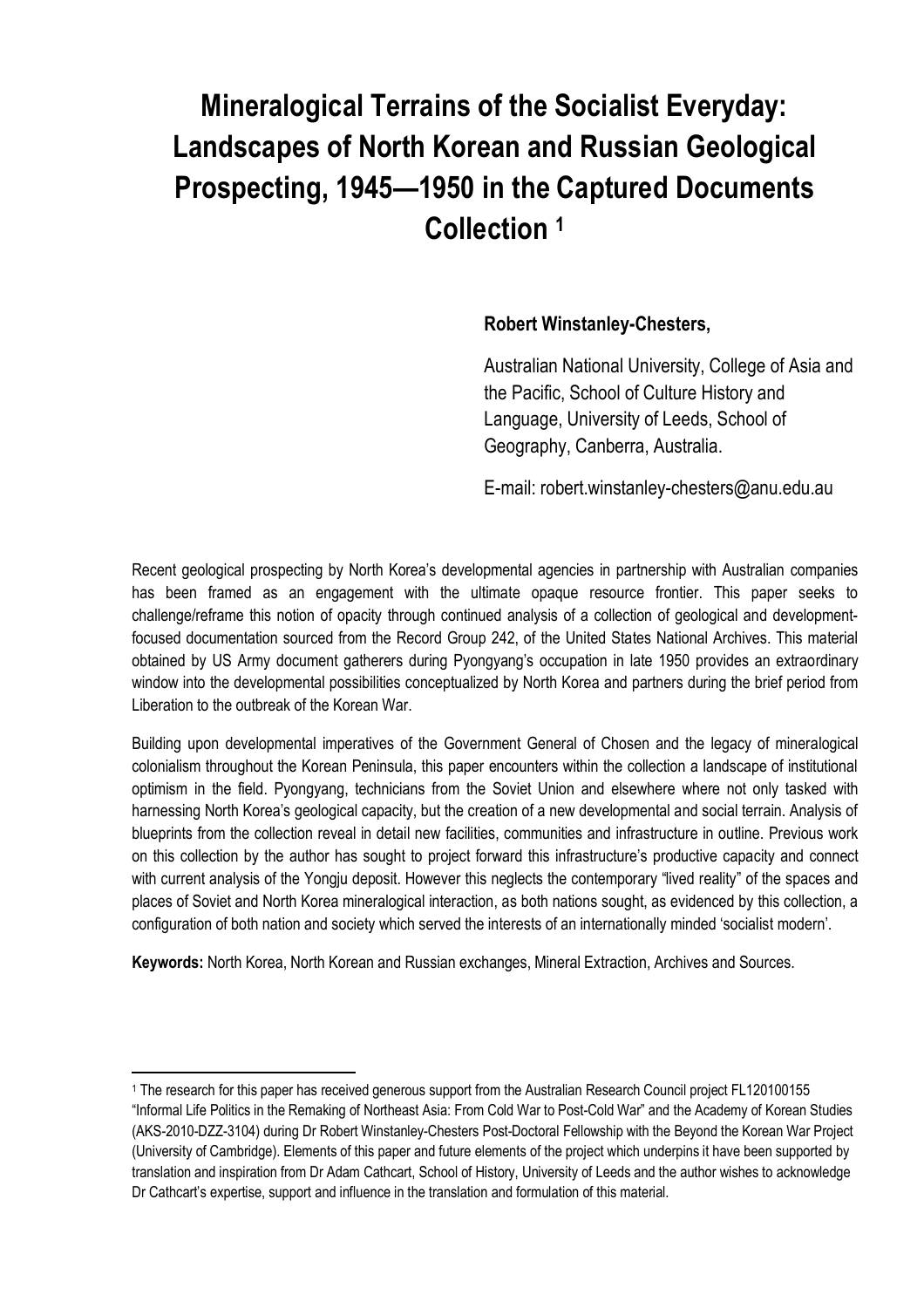# Mineralogical Terrains of the Socialist Everyday: Landscapes of North Korean and Russian Geological Prospecting, 1945—1950 in the Captured Documents Collection [1]

**Robert Winstanley-Chesters,**

Australian National University, College of Asia and the Pacific, School of Culture History and Language, University of Leeds, School of Geography, Canberra, Australia.

E-mail: robert.winstanley-chesters@anu.edu.au

Recent geological prospecting by North Korea's developmental agencies in partnership with Australian companies has been framed as an engagement with the ultimate opaque resource frontier. This paper seeks to challenge/reframe this notion of opacity through continued analysis of a collection of geological and development-focused documentation sourced from the Record Group 242, of the United States National Archives. This material obtained by US Army document gatherers during Pyongyang's occupation in late 1950 provides an extraordinary window into the developmental possibilities conceptualized by North Korea and partners during the brief period from Liberation to the outbreak of the Korean War.

Building upon developmental imperatives of the Government General of Chosen and the legacy of mineralogical colonialism throughout the Korean Peninsula, this paper encounters within the collection a landscape of institutional optimism in the field. Pyongyang, technicians from the Soviet Union and elsewhere where not only tasked with harnessing North Korea's geological capacity, but the creation of a new developmental and social terrain. Analysis of blueprints from the collection reveal in detail new facilities, communities and infrastructure in outline. Previous work on this collection by the author has sought to project forward this infrastructure's productive capacity and connect with current analysis of the Yongju deposit. However this neglects the contemporary "lived reality" of the spaces and places of Soviet and North Korea mineralogical interaction, as both nations sought, as evidenced by this collection, a configuration of both nation and society which served the interests of an internationally minded 'socialist modern'.

**Keywords:** North Korea, North Korean and Russian exchanges, Mineral Extraction, Archives and Sources.

---

[1] The research for this paper has received generous support from the Australian Research Council project FL120100155 "Informal Life Politics in the Remaking of Northeast Asia: From Cold War to Post-Cold War" and the Academy of Korean Studies (AKS-2010-DZZ-3104) during Dr Robert Winstanley-Chesters Post-Doctoral Fellowship with the Beyond the Korean War Project (University of Cambridge). Elements of this paper and future elements of the project which underpins it have been supported by translation and inspiration from Dr Adam Cathcart, School of History, University of Leeds and the author wishes to acknowledge Dr Cathcart's expertise, support and influence in the translation and formulation of this material.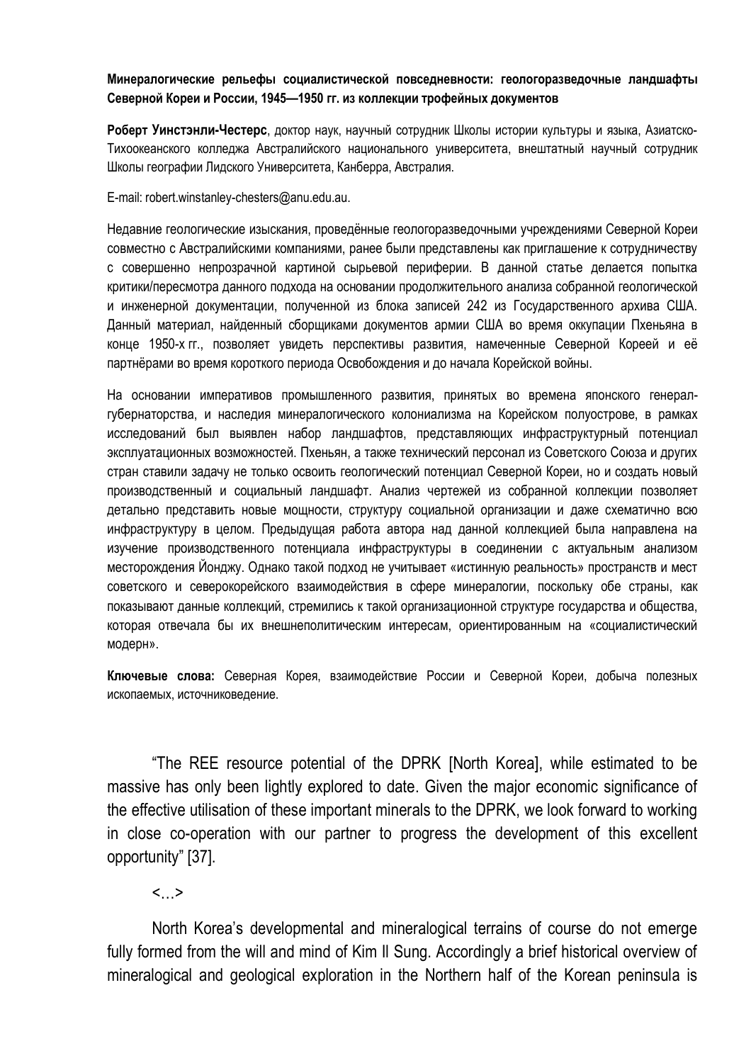**Минералогические рельефы социалистической повседневности: геологоразведочные ландшафты Северной Кореи и России, 1945—1950 гг. из коллекции трофейных документов**

**Роберт Уинстэнли-Честерс**, доктор наук, научный сотрудник Школы истории культуры и языка, Азиатско-Тихоокеанского колледжа Австралийского национального университета, внештатный научный сотрудник Школы географии Лидского Университета, Канберра, Австралия.

E-mail: robert.winstanley-chesters@anu.edu.au.

Недавние геологические изыскания, проведённые геологоразведочными учреждениями Северной Кореи совместно с Австралийскими компаниями, ранее были представлены как приглашение к сотрудничеству с совершенно непрозрачной картиной сырьевой периферии. В данной статье делается попытка критики/пересмотра данного подхода на основании продолжительного анализа собранной геологической и инженерной документации, полученной из блока записей 242 из Государственного архива США. Данный материал, найденный сборщиками документов армии США во время оккупации Пхеньяна в конце 1950-х гг., позволяет увидеть перспективы развития, намеченные Северной Кореей и её партнёрами во время короткого периода Освобождения и до начала Корейской войны.

На основании императивов промышленного развития, принятых во времена японского генерал-губернаторства, и наследия минералогического колониализма на Корейском полуострове, в рамках исследований был выявлен набор ландшафтов, представляющих инфраструктурный потенциал эксплуатационных возможностей. Пхеньян, а также технический персонал из Советского Союза и других стран ставили задачу не только освоить геологический потенциал Северной Кореи, но и создать новый производственный и социальный ландшафт. Анализ чертежей из собранной коллекции позволяет детально представить новые мощности, структуру социальной организации и даже схематично всю инфраструктуру в целом. Предыдущая работа автора над данной коллекцией была направлена на изучение производственного потенциала инфраструктуры в соединении с актуальным анализом месторождения Йонджу. Однако такой подход не учитывает «истинную реальность» пространств и мест советского и северокорейского взаимодействия в сфере минералогии, поскольку обе страны, как показывают данные коллекций, стремились к такой организационной структуре государства и общества, которая отвечала бы их внешнеполитическим интересам, ориентированным на «социалистический модерн».

**Ключевые слова:** Северная Корея, взаимодействие России и Северной Кореи, добыча полезных ископаемых, источниковедение.

"The REE resource potential of the DPRK [North Korea], while estimated to be massive has only been lightly explored to date. Given the major economic significance of the effective utilisation of these important minerals to the DPRK, we look forward to working in close co-operation with our partner to progress the development of this excellent opportunity" [37].

<…>

North Korea's developmental and mineralogical terrains of course do not emerge fully formed from the will and mind of Kim Il Sung. Accordingly a brief historical overview of mineralogical and geological exploration in the Northern half of the Korean peninsula is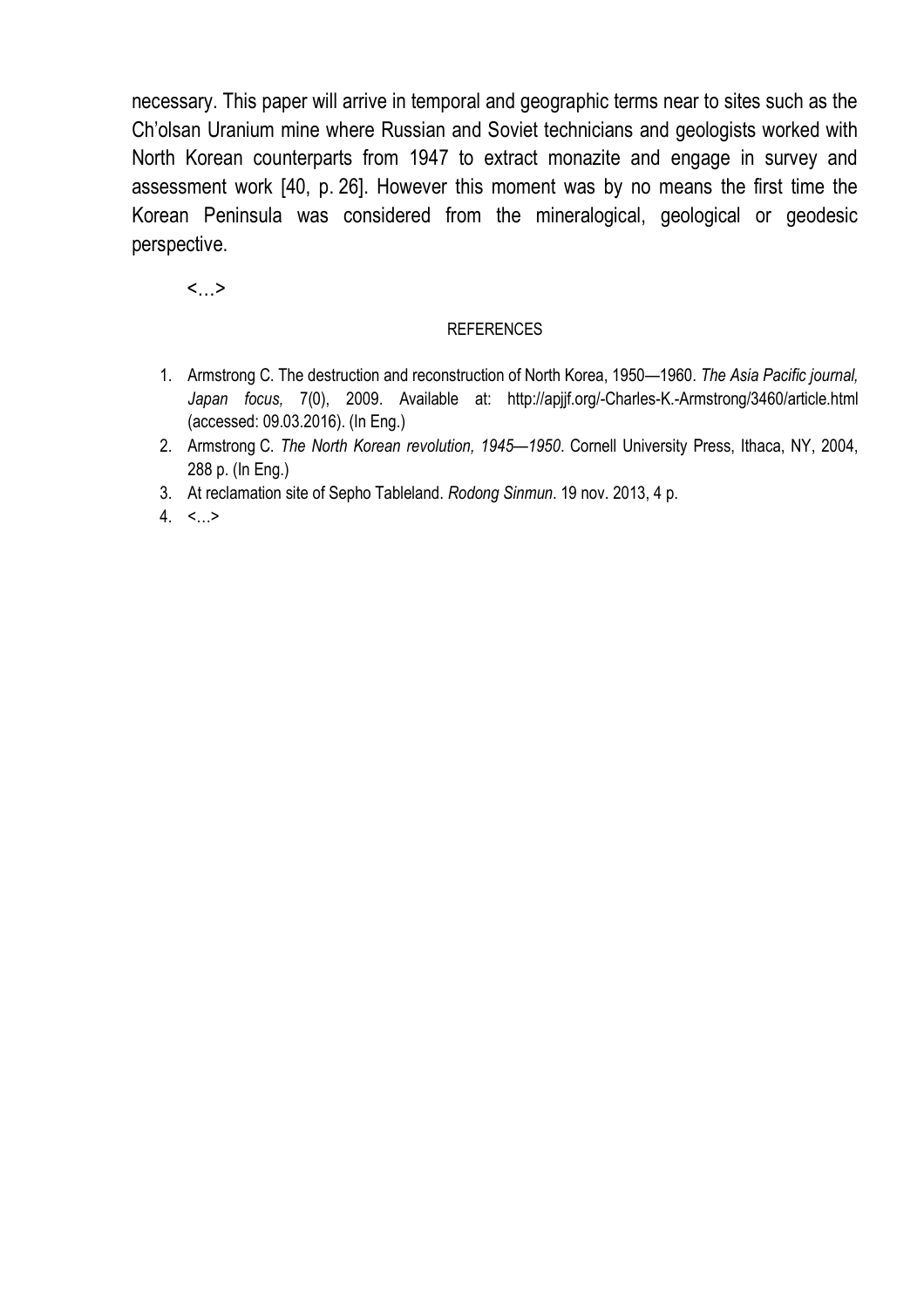necessary. This paper will arrive in temporal and geographic terms near to sites such as the Ch'olsan Uranium mine where Russian and Soviet technicians and geologists worked with North Korean counterparts from 1947 to extract monazite and engage in survey and assessment work [40, p. 26]. However this moment was by no means the first time the Korean Peninsula was considered from the mineralogical, geological or geodesic perspective.

<…>

## REFERENCES

1. Armstrong C. The destruction and reconstruction of North Korea, 1950—1960. *The Asia Pacific journal, Japan focus,* 7(0), 2009. Available at: http://apjjf.org/-Charles-K.-Armstrong/3460/article.html (accessed: 09.03.2016). (In Eng.)
2. Armstrong C. *The North Korean revolution, 1945—1950*. Cornell University Press, Ithaca, NY, 2004, 288 p. (In Eng.)
3. At reclamation site of Sepho Tableland. *Rodong Sinmun*. 19 nov. 2013, 4 p.
4. <…>